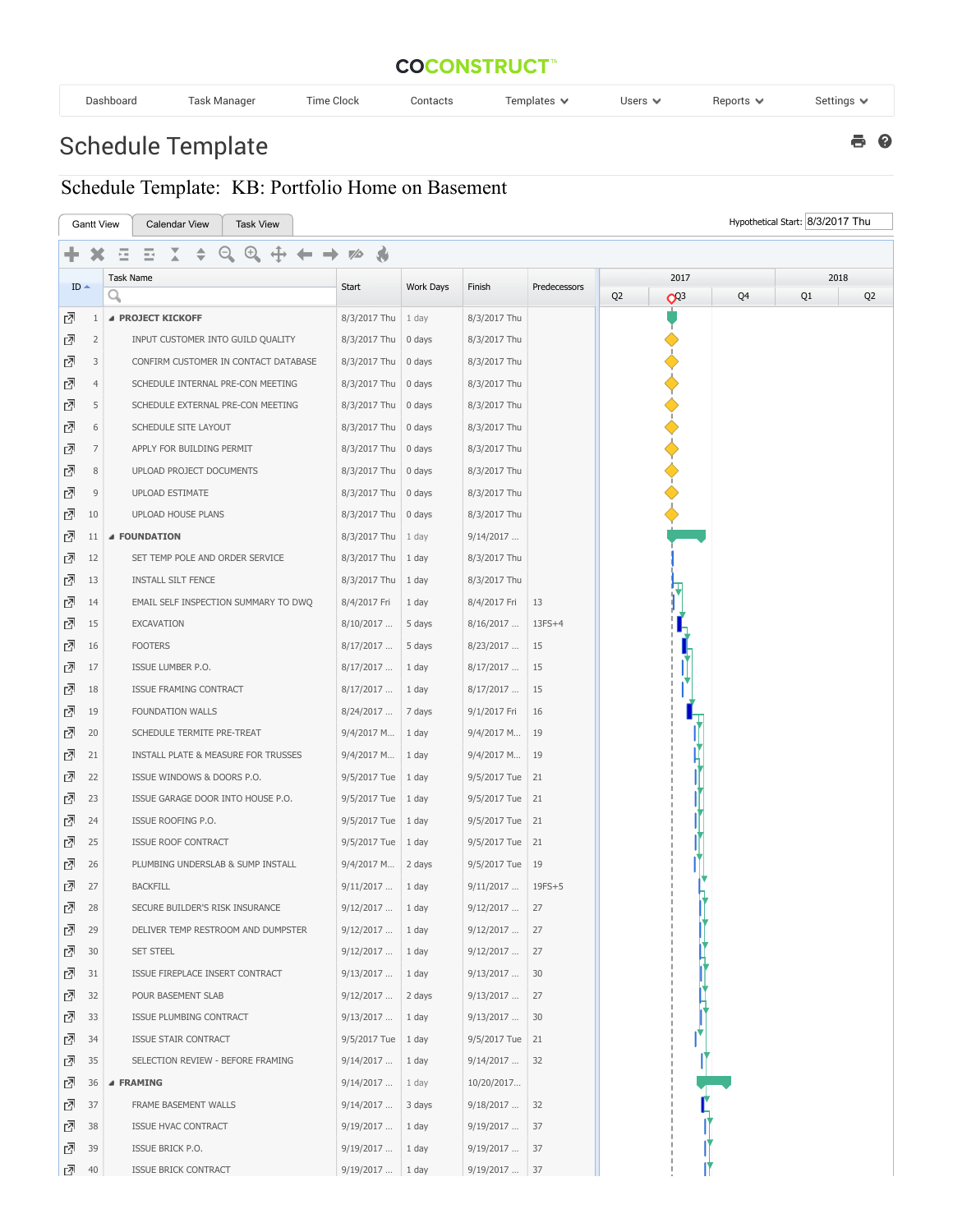COCONSTRUCT™

Dashboard | Task Manager | Time Clock | Contacts | Templates | Users | Reports | Settings

# Schedule Template

## Schedule Template: KB: Portfolio Home on Basement

Gantt View | Calendar View | Task View

Hypothetical Start: 8/3/2017 Thu

| ID | Task Name | Start | Work Days | Finish | Predecessors |
|---|---|---|---|---|---|
| 1 | PROJECT KICKOFF | 8/3/2017 Thu | 1 day | 8/3/2017 Thu | |
| 2 | INPUT CUSTOMER INTO GUILD QUALITY | 8/3/2017 Thu | 0 days | 8/3/2017 Thu | |
| 3 | CONFIRM CUSTOMER IN CONTACT DATABASE | 8/3/2017 Thu | 0 days | 8/3/2017 Thu | |
| 4 | SCHEDULE INTERNAL PRE-CON MEETING | 8/3/2017 Thu | 0 days | 8/3/2017 Thu | |
| 5 | SCHEDULE EXTERNAL PRE-CON MEETING | 8/3/2017 Thu | 0 days | 8/3/2017 Thu | |
| 6 | SCHEDULE SITE LAYOUT | 8/3/2017 Thu | 0 days | 8/3/2017 Thu | |
| 7 | APPLY FOR BUILDING PERMIT | 8/3/2017 Thu | 0 days | 8/3/2017 Thu | |
| 8 | UPLOAD PROJECT DOCUMENTS | 8/3/2017 Thu | 0 days | 8/3/2017 Thu | |
| 9 | UPLOAD ESTIMATE | 8/3/2017 Thu | 0 days | 8/3/2017 Thu | |
| 10 | UPLOAD HOUSE PLANS | 8/3/2017 Thu | 0 days | 8/3/2017 Thu | |
| 11 | FOUNDATION | 8/3/2017 Thu | 1 day | 9/14/2017 ... | |
| 12 | SET TEMP POLE AND ORDER SERVICE | 8/3/2017 Thu | 1 day | 8/3/2017 Thu | |
| 13 | INSTALL SILT FENCE | 8/3/2017 Thu | 1 day | 8/3/2017 Thu | |
| 14 | EMAIL SELF INSPECTION SUMMARY TO DWQ | 8/4/2017 Fri | 1 day | 8/4/2017 Fri | 13 |
| 15 | EXCAVATION | 8/10/2017 ... | 5 days | 8/16/2017 ... | 13FS+4 |
| 16 | FOOTERS | 8/17/2017 ... | 5 days | 8/23/2017 ... | 15 |
| 17 | ISSUE LUMBER P.O. | 8/17/2017 ... | 1 day | 8/17/2017 ... | 15 |
| 18 | ISSUE FRAMING CONTRACT | 8/17/2017 ... | 1 day | 8/17/2017 ... | 15 |
| 19 | FOUNDATION WALLS | 8/24/2017 ... | 7 days | 9/1/2017 Fri | 16 |
| 20 | SCHEDULE TERMITE PRE-TREAT | 9/4/2017 M... | 1 day | 9/4/2017 M... | 19 |
| 21 | INSTALL PLATE & MEASURE FOR TRUSSES | 9/4/2017 M... | 1 day | 9/4/2017 M... | 19 |
| 22 | ISSUE WINDOWS & DOORS P.O. | 9/5/2017 Tue | 1 day | 9/5/2017 Tue | 21 |
| 23 | ISSUE GARAGE DOOR INTO HOUSE P.O. | 9/5/2017 Tue | 1 day | 9/5/2017 Tue | 21 |
| 24 | ISSUE ROOFING P.O. | 9/5/2017 Tue | 1 day | 9/5/2017 Tue | 21 |
| 25 | ISSUE ROOF CONTRACT | 9/5/2017 Tue | 1 day | 9/5/2017 Tue | 21 |
| 26 | PLUMBING UNDERSLAB & SUMP INSTALL | 9/4/2017 M... | 2 days | 9/5/2017 Tue | 19 |
| 27 | BACKFILL | 9/11/2017 ... | 1 day | 9/11/2017 ... | 19FS+5 |
| 28 | SECURE BUILDER'S RISK INSURANCE | 9/12/2017 ... | 1 day | 9/12/2017 ... | 27 |
| 29 | DELIVER TEMP RESTROOM AND DUMPSTER | 9/12/2017 ... | 1 day | 9/12/2017 ... | 27 |
| 30 | SET STEEL | 9/12/2017 ... | 1 day | 9/12/2017 ... | 27 |
| 31 | ISSUE FIREPLACE INSERT CONTRACT | 9/13/2017 ... | 1 day | 9/13/2017 ... | 30 |
| 32 | POUR BASEMENT SLAB | 9/12/2017 ... | 2 days | 9/13/2017 ... | 27 |
| 33 | ISSUE PLUMBING CONTRACT | 9/13/2017 ... | 1 day | 9/13/2017 ... | 30 |
| 34 | ISSUE STAIR CONTRACT | 9/5/2017 Tue | 1 day | 9/5/2017 Tue | 21 |
| 35 | SELECTION REVIEW - BEFORE FRAMING | 9/14/2017 ... | 1 day | 9/14/2017 ... | 32 |
| 36 | FRAMING | 9/14/2017 ... | 1 day | 10/20/2017... | |
| 37 | FRAME BASEMENT WALLS | 9/14/2017 ... | 3 days | 9/18/2017 ... | 32 |
| 38 | ISSUE HVAC CONTRACT | 9/19/2017 ... | 1 day | 9/19/2017 ... | 37 |
| 39 | ISSUE BRICK P.O. | 9/19/2017 ... | 1 day | 9/19/2017 ... | 37 |
| 40 | ISSUE BRICK CONTRACT | 9/19/2017 ... | 1 day | 9/19/2017 ... | 37 |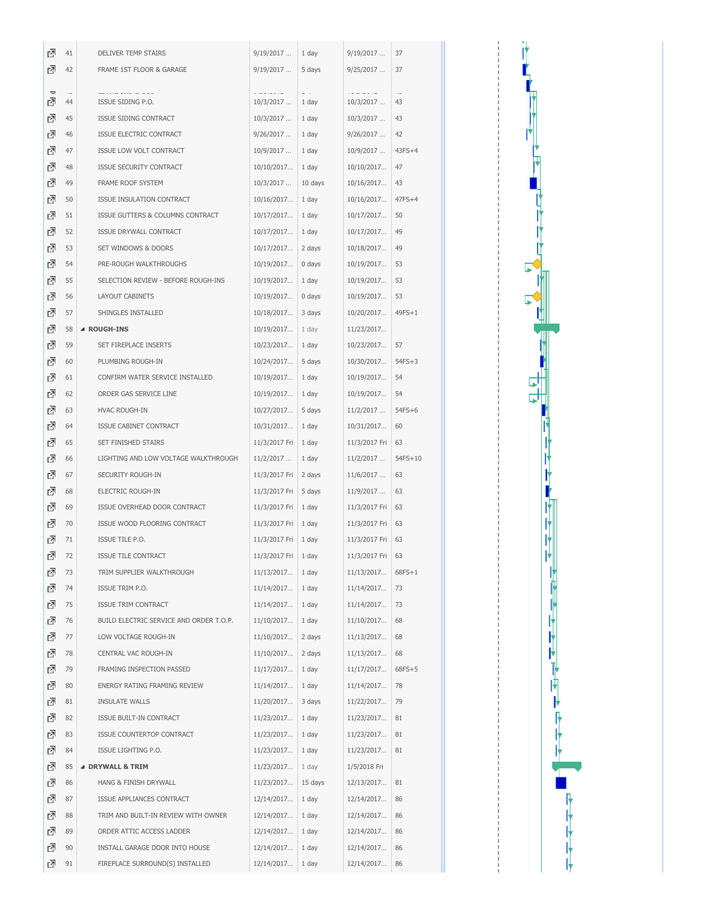| ID | Task Name | Start | Duration | Finish | Predecessors |
|---|---|---|---|---|---|
| 41 | DELIVER TEMP STAIRS | 9/19/2017 ... | 1 day | 9/19/2017 ... | 37 |
| 42 | FRAME 1ST FLOOR & GARAGE | 9/19/2017 ... | 5 days | 9/25/2017 ... | 37 |
| 44 | ISSUE SIDING P.O. | 10/3/2017 ... | 1 day | 10/3/2017 ... | 43 |
| 45 | ISSUE SIDING CONTRACT | 10/3/2017 ... | 1 day | 10/3/2017 ... | 43 |
| 46 | ISSUE ELECTRIC CONTRACT | 9/26/2017 ... | 1 day | 9/26/2017 ... | 42 |
| 47 | ISSUE LOW VOLT CONTRACT | 10/9/2017 ... | 1 day | 10/9/2017 ... | 43FS+4 |
| 48 | ISSUE SECURITY CONTRACT | 10/10/2017... | 1 day | 10/10/2017... | 47 |
| 49 | FRAME ROOF SYSTEM | 10/3/2017 ... | 10 days | 10/16/2017... | 43 |
| 50 | ISSUE INSULATION CONTRACT | 10/16/2017... | 1 day | 10/16/2017... | 47FS+4 |
| 51 | ISSUE GUTTERS & COLUMNS CONTRACT | 10/17/2017... | 1 day | 10/17/2017... | 50 |
| 52 | ISSUE DRYWALL CONTRACT | 10/17/2017... | 1 day | 10/17/2017... | 49 |
| 53 | SET WINDOWS & DOORS | 10/17/2017... | 2 days | 10/18/2017... | 49 |
| 54 | PRE-ROUGH WALKTHROUGHS | 10/19/2017... | 0 days | 10/19/2017... | 53 |
| 55 | SELECTION REVIEW - BEFORE ROUGH-INS | 10/19/2017... | 1 day | 10/19/2017... | 53 |
| 56 | LAYOUT CABINETS | 10/19/2017... | 0 days | 10/19/2017... | 53 |
| 57 | SHINGLES INSTALLED | 10/18/2017... | 3 days | 10/20/2017... | 49FS+1 |
| 58 | **ROUGH-INS** | 10/19/2017... | 1 day | 11/23/2017... | |
| 59 | SET FIREPLACE INSERTS | 10/23/2017... | 1 day | 10/23/2017... | 57 |
| 60 | PLUMBING ROUGH-IN | 10/24/2017... | 5 days | 10/30/2017... | 54FS+3 |
| 61 | CONFIRM WATER SERVICE INSTALLED | 10/19/2017... | 1 day | 10/19/2017... | 54 |
| 62 | ORDER GAS SERVICE LINE | 10/19/2017... | 1 day | 10/19/2017... | 54 |
| 63 | HVAC ROUGH-IN | 10/27/2017... | 5 days | 11/2/2017 ... | 54FS+6 |
| 64 | ISSUE CABINET CONTRACT | 10/31/2017... | 1 day | 10/31/2017... | 60 |
| 65 | SET FINISHED STAIRS | 11/3/2017 Fri | 1 day | 11/3/2017 Fri | 63 |
| 66 | LIGHTING AND LOW VOLTAGE WALKTHROUGH | 11/2/2017 ... | 1 day | 11/2/2017 ... | 54FS+10 |
| 67 | SECURITY ROUGH-IN | 11/3/2017 Fri | 2 days | 11/6/2017 ... | 63 |
| 68 | ELECTRIC ROUGH-IN | 11/3/2017 Fri | 5 days | 11/9/2017 ... | 63 |
| 69 | ISSUE OVERHEAD DOOR CONTRACT | 11/3/2017 Fri | 1 day | 11/3/2017 Fri | 63 |
| 70 | ISSUE WOOD FLOORING CONTRACT | 11/3/2017 Fri | 1 day | 11/3/2017 Fri | 63 |
| 71 | ISSUE TILE P.O. | 11/3/2017 Fri | 1 day | 11/3/2017 Fri | 63 |
| 72 | ISSUE TILE CONTRACT | 11/3/2017 Fri | 1 day | 11/3/2017 Fri | 63 |
| 73 | TRIM SUPPLIER WALKTHROUGH | 11/13/2017... | 1 day | 11/13/2017... | 68FS+1 |
| 74 | ISSUE TRIM P.O. | 11/14/2017... | 1 day | 11/14/2017... | 73 |
| 75 | ISSUE TRIM CONTRACT | 11/14/2017... | 1 day | 11/14/2017... | 73 |
| 76 | BUILD ELECTRIC SERVICE AND ORDER T.O.P. | 11/10/2017... | 1 day | 11/10/2017... | 68 |
| 77 | LOW VOLTAGE ROUGH-IN | 11/10/2017... | 2 days | 11/13/2017... | 68 |
| 78 | CENTRAL VAC ROUGH-IN | 11/10/2017... | 2 days | 11/13/2017... | 68 |
| 79 | FRAMING INSPECTION PASSED | 11/17/2017... | 1 day | 11/17/2017... | 68FS+5 |
| 80 | ENERGY RATING FRAMING REVIEW | 11/14/2017... | 1 day | 11/14/2017... | 78 |
| 81 | INSULATE WALLS | 11/20/2017... | 3 days | 11/22/2017... | 79 |
| 82 | ISSUE BUILT-IN CONTRACT | 11/23/2017... | 1 day | 11/23/2017... | 81 |
| 83 | ISSUE COUNTERTOP CONTRACT | 11/23/2017... | 1 day | 11/23/2017... | 81 |
| 84 | ISSUE LIGHTING P.O. | 11/23/2017... | 1 day | 11/23/2017... | 81 |
| 85 | **DRYWALL & TRIM** | 11/23/2017... | 1 day | 1/5/2018 Fri | |
| 86 | HANG & FINISH DRYWALL | 11/23/2017... | 15 days | 12/13/2017... | 81 |
| 87 | ISSUE APPLIANCES CONTRACT | 12/14/2017... | 1 day | 12/14/2017... | 86 |
| 88 | TRIM AND BUILT-IN REVIEW WITH OWNER | 12/14/2017... | 1 day | 12/14/2017... | 86 |
| 89 | ORDER ATTIC ACCESS LADDER | 12/14/2017... | 1 day | 12/14/2017... | 86 |
| 90 | INSTALL GARAGE DOOR INTO HOUSE | 12/14/2017... | 1 day | 12/14/2017... | 86 |
| 91 | FIREPLACE SURROUND(S) INSTALLED | 12/14/2017... | 1 day | 12/14/2017... | 86 |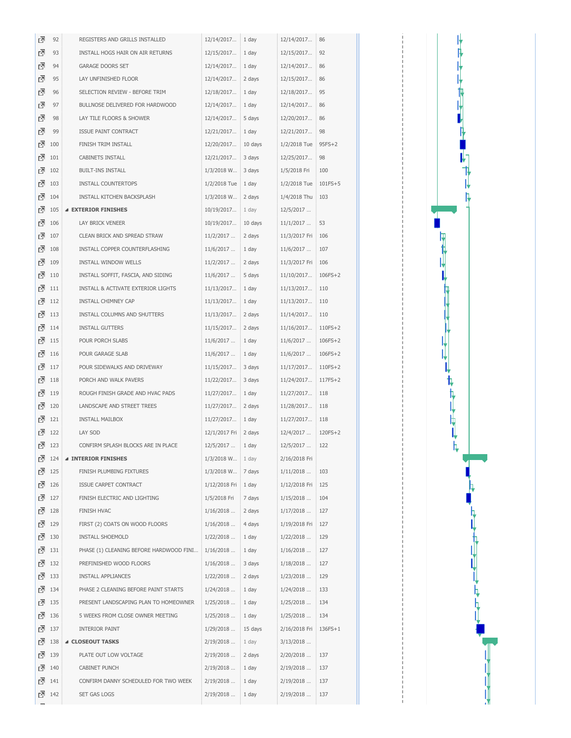| | ID | Task Name | Start | Duration | Finish | Predecessors |
|---|---|---|---|---|---|---|
| | 92 | REGISTERS AND GRILLS INSTALLED | 12/14/2017... | 1 day | 12/14/2017... | 86 |
| | 93 | INSTALL HOGS HAIR ON AIR RETURNS | 12/15/2017... | 1 day | 12/15/2017... | 92 |
| | 94 | GARAGE DOORS SET | 12/14/2017... | 1 day | 12/14/2017... | 86 |
| | 95 | LAY UNFINISHED FLOOR | 12/14/2017... | 2 days | 12/15/2017... | 86 |
| | 96 | SELECTION REVIEW - BEFORE TRIM | 12/18/2017... | 1 day | 12/18/2017... | 95 |
| | 97 | BULLNOSE DELIVERED FOR HARDWOOD | 12/14/2017... | 1 day | 12/14/2017... | 86 |
| | 98 | LAY TILE FLOORS & SHOWER | 12/14/2017... | 5 days | 12/20/2017... | 86 |
| | 99 | ISSUE PAINT CONTRACT | 12/21/2017... | 1 day | 12/21/2017... | 98 |
| | 100 | FINISH TRIM INSTALL | 12/20/2017... | 10 days | 1/2/2018 Tue | 95FS+2 |
| | 101 | CABINETS INSTALL | 12/21/2017... | 3 days | 12/25/2017... | 98 |
| | 102 | BUILT-INS INSTALL | 1/3/2018 W... | 3 days | 1/5/2018 Fri | 100 |
| | 103 | INSTALL COUNTERTOPS | 1/2/2018 Tue | 1 day | 1/2/2018 Tue | 101FS+5 |
| | 104 | INSTALL KITCHEN BACKSPLASH | 1/3/2018 W... | 2 days | 1/4/2018 Thu | 103 |
| | 105 | **EXTERIOR FINISHES** | 10/19/2017... | 1 day | 12/5/2017 ... | |
| | 106 | LAY BRICK VENEER | 10/19/2017... | 10 days | 11/1/2017 ... | 53 |
| | 107 | CLEAN BRICK AND SPREAD STRAW | 11/2/2017 ... | 2 days | 11/3/2017 Fri | 106 |
| | 108 | INSTALL COPPER COUNTERFLASHING | 11/6/2017 ... | 1 day | 11/6/2017 ... | 107 |
| | 109 | INSTALL WINDOW WELLS | 11/2/2017 ... | 2 days | 11/3/2017 Fri | 106 |
| | 110 | INSTALL SOFFIT, FASCIA, AND SIDING | 11/6/2017 ... | 5 days | 11/10/2017... | 106FS+2 |
| | 111 | INSTALL & ACTIVATE EXTERIOR LIGHTS | 11/13/2017... | 1 day | 11/13/2017... | 110 |
| | 112 | INSTALL CHIMNEY CAP | 11/13/2017... | 1 day | 11/13/2017... | 110 |
| | 113 | INSTALL COLUMNS AND SHUTTERS | 11/13/2017... | 2 days | 11/14/2017... | 110 |
| | 114 | INSTALL GUTTERS | 11/15/2017... | 2 days | 11/16/2017... | 110FS+2 |
| | 115 | POUR PORCH SLABS | 11/6/2017 ... | 1 day | 11/6/2017 ... | 106FS+2 |
| | 116 | POUR GARAGE SLAB | 11/6/2017 ... | 1 day | 11/6/2017 ... | 106FS+2 |
| | 117 | POUR SIDEWALKS AND DRIVEWAY | 11/15/2017... | 3 days | 11/17/2017... | 110FS+2 |
| | 118 | PORCH AND WALK PAVERS | 11/22/2017... | 3 days | 11/24/2017... | 117FS+2 |
| | 119 | ROUGH FINISH GRADE AND HVAC PADS | 11/27/2017... | 1 day | 11/27/2017... | 118 |
| | 120 | LANDSCAPE AND STREET TREES | 11/27/2017... | 2 days | 11/28/2017... | 118 |
| | 121 | INSTALL MAILBOX | 11/27/2017... | 1 day | 11/27/2017... | 118 |
| | 122 | LAY SOD | 12/1/2017 Fri | 2 days | 12/4/2017 ... | 120FS+2 |
| | 123 | CONFIRM SPLASH BLOCKS ARE IN PLACE | 12/5/2017 ... | 1 day | 12/5/2017 ... | 122 |
| | 124 | **INTERIOR FINISHES** | 1/3/2018 W... | 1 day | 2/16/2018 Fri | |
| | 125 | FINISH PLUMBING FIXTURES | 1/3/2018 W... | 7 days | 1/11/2018 ... | 103 |
| | 126 | ISSUE CARPET CONTRACT | 1/12/2018 Fri | 1 day | 1/12/2018 Fri | 125 |
| | 127 | FINISH ELECTRIC AND LIGHTING | 1/5/2018 Fri | 7 days | 1/15/2018 ... | 104 |
| | 128 | FINISH HVAC | 1/16/2018 ... | 2 days | 1/17/2018 ... | 127 |
| | 129 | FIRST (2) COATS ON WOOD FLOORS | 1/16/2018 ... | 4 days | 1/19/2018 Fri | 127 |
| | 130 | INSTALL SHOEMOLD | 1/22/2018 ... | 1 day | 1/22/2018 ... | 129 |
| | 131 | PHASE (1) CLEANING BEFORE HARDWOOD FINI... | 1/16/2018 ... | 1 day | 1/16/2018 ... | 127 |
| | 132 | PREFINISHED WOOD FLOORS | 1/16/2018 ... | 3 days | 1/18/2018 ... | 127 |
| | 133 | INSTALL APPLIANCES | 1/22/2018 ... | 2 days | 1/23/2018 ... | 129 |
| | 134 | PHASE 2 CLEANING BEFORE PAINT STARTS | 1/24/2018 ... | 1 day | 1/24/2018 ... | 133 |
| | 135 | PRESENT LANDSCAPING PLAN TO HOMEOWNER | 1/25/2018 ... | 1 day | 1/25/2018 ... | 134 |
| | 136 | 5 WEEKS FROM CLOSE OWNER MEETING | 1/25/2018 ... | 1 day | 1/25/2018 ... | 134 |
| | 137 | INTERIOR PAINT | 1/29/2018 ... | 15 days | 2/16/2018 Fri | 136FS+1 |
| | 138 | **CLOSEOUT TASKS** | 2/19/2018 ... | 1 day | 3/13/2018 ... | |
| | 139 | PLATE OUT LOW VOLTAGE | 2/19/2018 ... | 2 days | 2/20/2018 ... | 137 |
| | 140 | CABINET PUNCH | 2/19/2018 ... | 1 day | 2/19/2018 ... | 137 |
| | 141 | CONFIRM DANNY SCHEDULED FOR TWO WEEK | 2/19/2018 ... | 1 day | 2/19/2018 ... | 137 |
| | 142 | SET GAS LOGS | 2/19/2018 ... | 1 day | 2/19/2018 ... | 137 |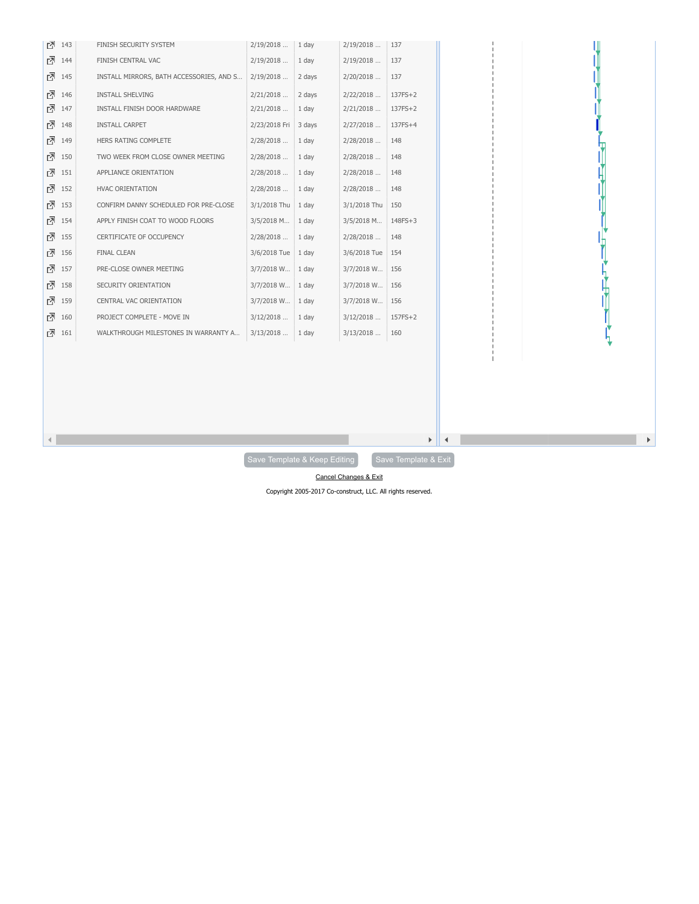| | | | | | |
|---|---|---|---|---|---|
| 143 | FINISH SECURITY SYSTEM | 2/19/2018 ... | 1 day | 2/19/2018 ... | 137 |
| 144 | FINISH CENTRAL VAC | 2/19/2018 ... | 1 day | 2/19/2018 ... | 137 |
| 145 | INSTALL MIRRORS, BATH ACCESSORIES, AND S... | 2/19/2018 ... | 2 days | 2/20/2018 ... | 137 |
| 146 | INSTALL SHELVING | 2/21/2018 ... | 2 days | 2/22/2018 ... | 137FS+2 |
| 147 | INSTALL FINISH DOOR HARDWARE | 2/21/2018 ... | 1 day | 2/21/2018 ... | 137FS+2 |
| 148 | INSTALL CARPET | 2/23/2018 Fri | 3 days | 2/27/2018 ... | 137FS+4 |
| 149 | HERS RATING COMPLETE | 2/28/2018 ... | 1 day | 2/28/2018 ... | 148 |
| 150 | TWO WEEK FROM CLOSE OWNER MEETING | 2/28/2018 ... | 1 day | 2/28/2018 ... | 148 |
| 151 | APPLIANCE ORIENTATION | 2/28/2018 ... | 1 day | 2/28/2018 ... | 148 |
| 152 | HVAC ORIENTATION | 2/28/2018 ... | 1 day | 2/28/2018 ... | 148 |
| 153 | CONFIRM DANNY SCHEDULED FOR PRE-CLOSE | 3/1/2018 Thu | 1 day | 3/1/2018 Thu | 150 |
| 154 | APPLY FINISH COAT TO WOOD FLOORS | 3/5/2018 M... | 1 day | 3/5/2018 M... | 148FS+3 |
| 155 | CERTIFICATE OF OCCUPENCY | 2/28/2018 ... | 1 day | 2/28/2018 ... | 148 |
| 156 | FINAL CLEAN | 3/6/2018 Tue | 1 day | 3/6/2018 Tue | 154 |
| 157 | PRE-CLOSE OWNER MEETING | 3/7/2018 W... | 1 day | 3/7/2018 W... | 156 |
| 158 | SECURITY ORIENTATION | 3/7/2018 W... | 1 day | 3/7/2018 W... | 156 |
| 159 | CENTRAL VAC ORIENTATION | 3/7/2018 W... | 1 day | 3/7/2018 W... | 156 |
| 160 | PROJECT COMPLETE - MOVE IN | 3/12/2018 ... | 1 day | 3/12/2018 ... | 157FS+2 |
| 161 | WALKTHROUGH MILESTONES IN WARRANTY A... | 3/13/2018 ... | 1 day | 3/13/2018 ... | 160 |

Save Template & Keep Editing

Save Template & Exit

Cancel Changes & Exit

Copyright 2005-2017 Co-construct, LLC. All rights reserved.